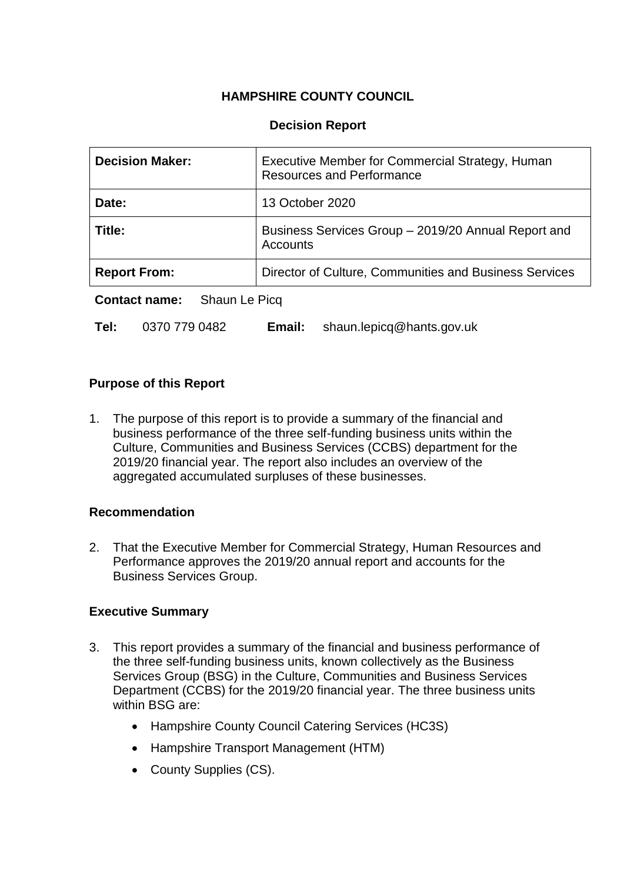**HAMPSHIRE COUNTY COUNCIL**

**Decision Report**

| **Decision Maker:** | Executive Member for Commercial Strategy, Human Resources and Performance |
|---|---|
| **Date:** | 13 October 2020 |
| **Title:** | Business Services Group – 2019/20 Annual Report and Accounts |
| **Report From:** | Director of Culture, Communities and Business Services |

**Contact name:** Shaun Le Picq

**Tel:** 0370 779 0482 **Email:** shaun.lepicq@hants.gov.uk

## Purpose of this Report

1. The purpose of this report is to provide a summary of the financial and business performance of the three self-funding business units within the Culture, Communities and Business Services (CCBS) department for the 2019/20 financial year. The report also includes an overview of the aggregated accumulated surpluses of these businesses.

## Recommendation

2. That the Executive Member for Commercial Strategy, Human Resources and Performance approves the 2019/20 annual report and accounts for the Business Services Group.

## Executive Summary

3. This report provides a summary of the financial and business performance of the three self-funding business units, known collectively as the Business Services Group (BSG) in the Culture, Communities and Business Services Department (CCBS) for the 2019/20 financial year. The three business units within BSG are:
   - Hampshire County Council Catering Services (HC3S)
   - Hampshire Transport Management (HTM)
   - County Supplies (CS).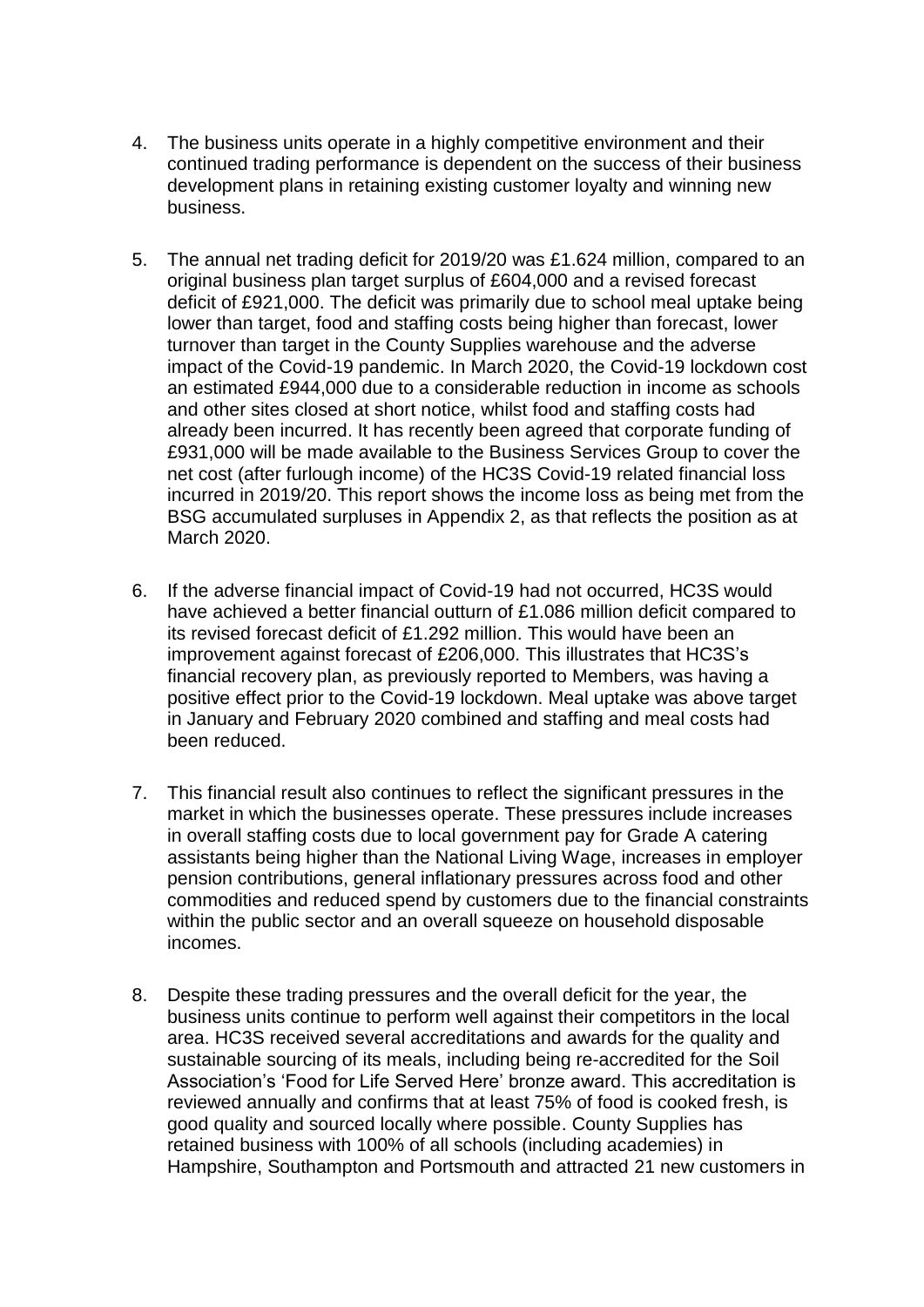4. The business units operate in a highly competitive environment and their continued trading performance is dependent on the success of their business development plans in retaining existing customer loyalty and winning new business.

5. The annual net trading deficit for 2019/20 was £1.624 million, compared to an original business plan target surplus of £604,000 and a revised forecast deficit of £921,000. The deficit was primarily due to school meal uptake being lower than target, food and staffing costs being higher than forecast, lower turnover than target in the County Supplies warehouse and the adverse impact of the Covid-19 pandemic. In March 2020, the Covid-19 lockdown cost an estimated £944,000 due to a considerable reduction in income as schools and other sites closed at short notice, whilst food and staffing costs had already been incurred. It has recently been agreed that corporate funding of £931,000 will be made available to the Business Services Group to cover the net cost (after furlough income) of the HC3S Covid-19 related financial loss incurred in 2019/20. This report shows the income loss as being met from the BSG accumulated surpluses in Appendix 2, as that reflects the position as at March 2020.

6. If the adverse financial impact of Covid-19 had not occurred, HC3S would have achieved a better financial outturn of £1.086 million deficit compared to its revised forecast deficit of £1.292 million. This would have been an improvement against forecast of £206,000. This illustrates that HC3S's financial recovery plan, as previously reported to Members, was having a positive effect prior to the Covid-19 lockdown. Meal uptake was above target in January and February 2020 combined and staffing and meal costs had been reduced.

7. This financial result also continues to reflect the significant pressures in the market in which the businesses operate. These pressures include increases in overall staffing costs due to local government pay for Grade A catering assistants being higher than the National Living Wage, increases in employer pension contributions, general inflationary pressures across food and other commodities and reduced spend by customers due to the financial constraints within the public sector and an overall squeeze on household disposable incomes.

8. Despite these trading pressures and the overall deficit for the year, the business units continue to perform well against their competitors in the local area. HC3S received several accreditations and awards for the quality and sustainable sourcing of its meals, including being re-accredited for the Soil Association's 'Food for Life Served Here' bronze award. This accreditation is reviewed annually and confirms that at least 75% of food is cooked fresh, is good quality and sourced locally where possible. County Supplies has retained business with 100% of all schools (including academies) in Hampshire, Southampton and Portsmouth and attracted 21 new customers in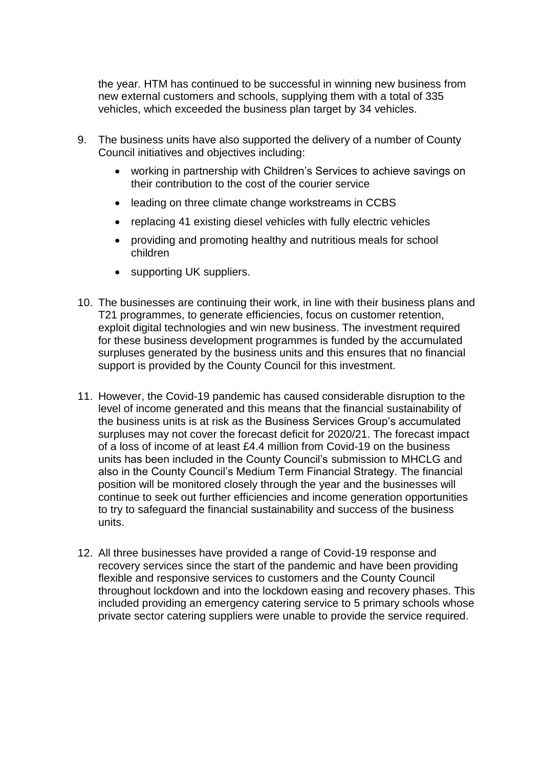the year. HTM has continued to be successful in winning new business from new external customers and schools, supplying them with a total of 335 vehicles, which exceeded the business plan target by 34 vehicles.

9. The business units have also supported the delivery of a number of County Council initiatives and objectives including:
   - working in partnership with Children's Services to achieve savings on their contribution to the cost of the courier service
   - leading on three climate change workstreams in CCBS
   - replacing 41 existing diesel vehicles with fully electric vehicles
   - providing and promoting healthy and nutritious meals for school children
   - supporting UK suppliers.

10. The businesses are continuing their work, in line with their business plans and T21 programmes, to generate efficiencies, focus on customer retention, exploit digital technologies and win new business. The investment required for these business development programmes is funded by the accumulated surpluses generated by the business units and this ensures that no financial support is provided by the County Council for this investment.

11. However, the Covid-19 pandemic has caused considerable disruption to the level of income generated and this means that the financial sustainability of the business units is at risk as the Business Services Group's accumulated surpluses may not cover the forecast deficit for 2020/21. The forecast impact of a loss of income of at least £4.4 million from Covid-19 on the business units has been included in the County Council's submission to MHCLG and also in the County Council's Medium Term Financial Strategy. The financial position will be monitored closely through the year and the businesses will continue to seek out further efficiencies and income generation opportunities to try to safeguard the financial sustainability and success of the business units.

12. All three businesses have provided a range of Covid-19 response and recovery services since the start of the pandemic and have been providing flexible and responsive services to customers and the County Council throughout lockdown and into the lockdown easing and recovery phases. This included providing an emergency catering service to 5 primary schools whose private sector catering suppliers were unable to provide the service required.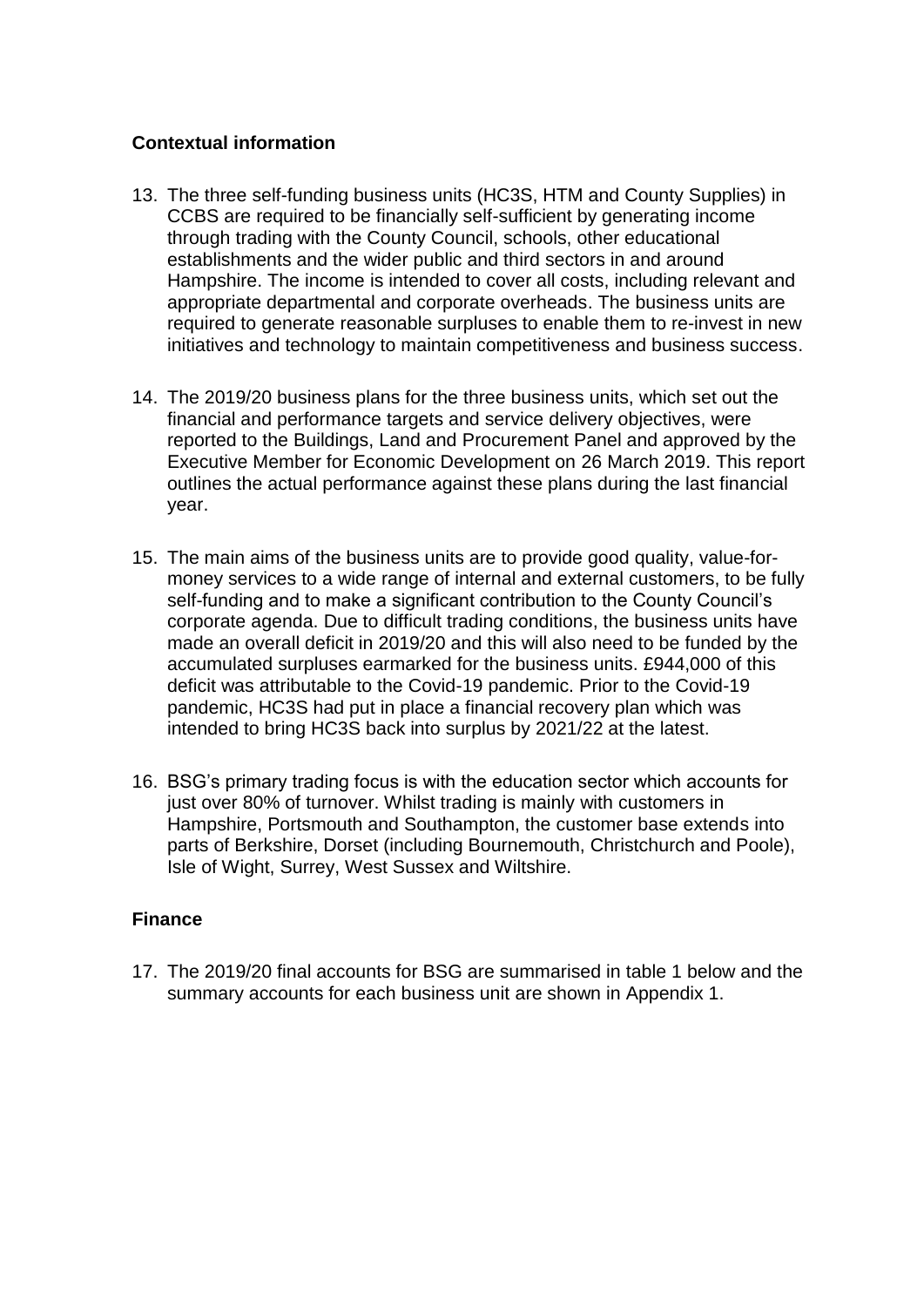## Contextual information

13. The three self-funding business units (HC3S, HTM and County Supplies) in CCBS are required to be financially self-sufficient by generating income through trading with the County Council, schools, other educational establishments and the wider public and third sectors in and around Hampshire. The income is intended to cover all costs, including relevant and appropriate departmental and corporate overheads. The business units are required to generate reasonable surpluses to enable them to re-invest in new initiatives and technology to maintain competitiveness and business success.

14. The 2019/20 business plans for the three business units, which set out the financial and performance targets and service delivery objectives, were reported to the Buildings, Land and Procurement Panel and approved by the Executive Member for Economic Development on 26 March 2019. This report outlines the actual performance against these plans during the last financial year.

15. The main aims of the business units are to provide good quality, value-for-money services to a wide range of internal and external customers, to be fully self-funding and to make a significant contribution to the County Council's corporate agenda. Due to difficult trading conditions, the business units have made an overall deficit in 2019/20 and this will also need to be funded by the accumulated surpluses earmarked for the business units. £944,000 of this deficit was attributable to the Covid-19 pandemic. Prior to the Covid-19 pandemic, HC3S had put in place a financial recovery plan which was intended to bring HC3S back into surplus by 2021/22 at the latest.

16. BSG's primary trading focus is with the education sector which accounts for just over 80% of turnover. Whilst trading is mainly with customers in Hampshire, Portsmouth and Southampton, the customer base extends into parts of Berkshire, Dorset (including Bournemouth, Christchurch and Poole), Isle of Wight, Surrey, West Sussex and Wiltshire.

## Finance

17. The 2019/20 final accounts for BSG are summarised in table 1 below and the summary accounts for each business unit are shown in Appendix 1.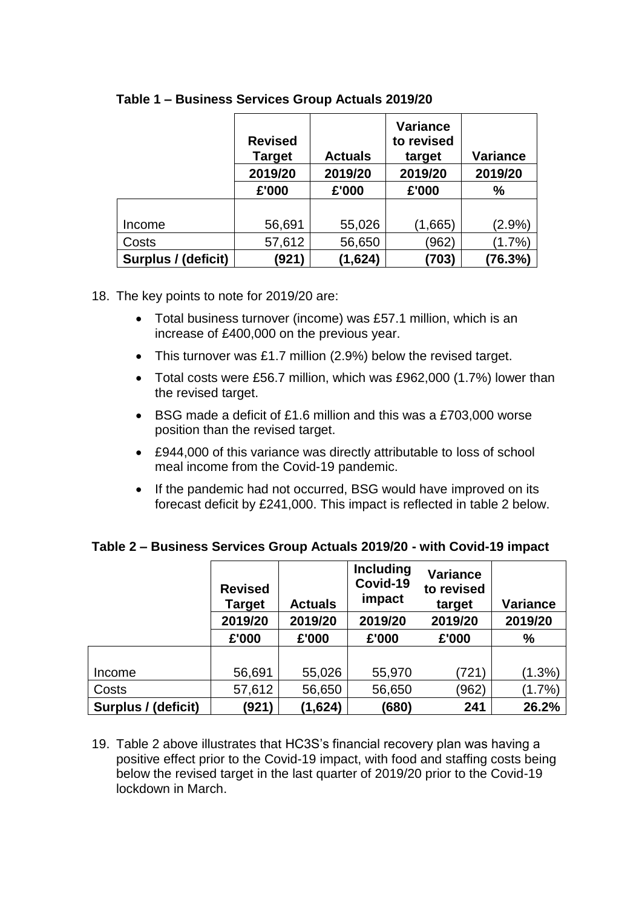**Table 1 – Business Services Group Actuals 2019/20**

| | Revised Target | Actuals | Variance to revised target | Variance |
|---|---|---|---|---|
| | 2019/20 | 2019/20 | 2019/20 | 2019/20 |
| | £'000 | £'000 | £'000 | % |
| Income | 56,691 | 55,026 | (1,665) | (2.9%) |
| Costs | 57,612 | 56,650 | (962) | (1.7%) |
| **Surplus / (deficit)** | **(921)** | **(1,624)** | **(703)** | **(76.3%)** |

18. The key points to note for 2019/20 are:

    - Total business turnover (income) was £57.1 million, which is an increase of £400,000 on the previous year.
    - This turnover was £1.7 million (2.9%) below the revised target.
    - Total costs were £56.7 million, which was £962,000 (1.7%) lower than the revised target.
    - BSG made a deficit of £1.6 million and this was a £703,000 worse position than the revised target.
    - £944,000 of this variance was directly attributable to loss of school meal income from the Covid-19 pandemic.
    - If the pandemic had not occurred, BSG would have improved on its forecast deficit by £241,000. This impact is reflected in table 2 below.

**Table 2 – Business Services Group Actuals 2019/20 - with Covid-19 impact**

| | Revised Target | Actuals | Including Covid-19 impact | Variance to revised target | Variance |
|---|---|---|---|---|---|
| | 2019/20 | 2019/20 | 2019/20 | 2019/20 | 2019/20 |
| | £'000 | £'000 | £'000 | £'000 | % |
| Income | 56,691 | 55,026 | 55,970 | (721) | (1.3%) |
| Costs | 57,612 | 56,650 | 56,650 | (962) | (1.7%) |
| **Surplus / (deficit)** | **(921)** | **(1,624)** | **(680)** | **241** | **26.2%** |

19. Table 2 above illustrates that HC3S's financial recovery plan was having a positive effect prior to the Covid-19 impact, with food and staffing costs being below the revised target in the last quarter of 2019/20 prior to the Covid-19 lockdown in March.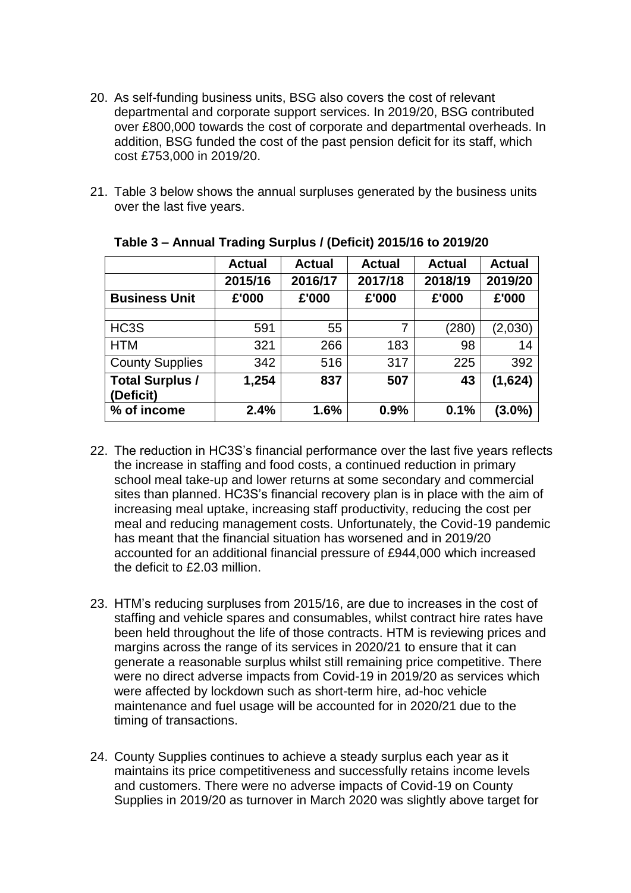20. As self-funding business units, BSG also covers the cost of relevant departmental and corporate support services. In 2019/20, BSG contributed over £800,000 towards the cost of corporate and departmental overheads. In addition, BSG funded the cost of the past pension deficit for its staff, which cost £753,000 in 2019/20.

21. Table 3 below shows the annual surpluses generated by the business units over the last five years.

**Table 3 – Annual Trading Surplus / (Deficit) 2015/16 to 2019/20**

| | Actual | Actual | Actual | Actual | Actual |
|---|---|---|---|---|---|
| | 2015/16 | 2016/17 | 2017/18 | 2018/19 | 2019/20 |
| **Business Unit** | **£'000** | **£'000** | **£'000** | **£'000** | **£'000** |
| | | | | | |
| HC3S | 591 | 55 | 7 | (280) | (2,030) |
| HTM | 321 | 266 | 183 | 98 | 14 |
| County Supplies | 342 | 516 | 317 | 225 | 392 |
| **Total Surplus / (Deficit)** | **1,254** | **837** | **507** | **43** | **(1,624)** |
| **% of income** | **2.4%** | **1.6%** | **0.9%** | **0.1%** | **(3.0%)** |

22. The reduction in HC3S's financial performance over the last five years reflects the increase in staffing and food costs, a continued reduction in primary school meal take-up and lower returns at some secondary and commercial sites than planned. HC3S's financial recovery plan is in place with the aim of increasing meal uptake, increasing staff productivity, reducing the cost per meal and reducing management costs. Unfortunately, the Covid-19 pandemic has meant that the financial situation has worsened and in 2019/20 accounted for an additional financial pressure of £944,000 which increased the deficit to £2.03 million.

23. HTM's reducing surpluses from 2015/16, are due to increases in the cost of staffing and vehicle spares and consumables, whilst contract hire rates have been held throughout the life of those contracts. HTM is reviewing prices and margins across the range of its services in 2020/21 to ensure that it can generate a reasonable surplus whilst still remaining price competitive. There were no direct adverse impacts from Covid-19 in 2019/20 as services which were affected by lockdown such as short-term hire, ad-hoc vehicle maintenance and fuel usage will be accounted for in 2020/21 due to the timing of transactions.

24. County Supplies continues to achieve a steady surplus each year as it maintains its price competitiveness and successfully retains income levels and customers. There were no adverse impacts of Covid-19 on County Supplies in 2019/20 as turnover in March 2020 was slightly above target for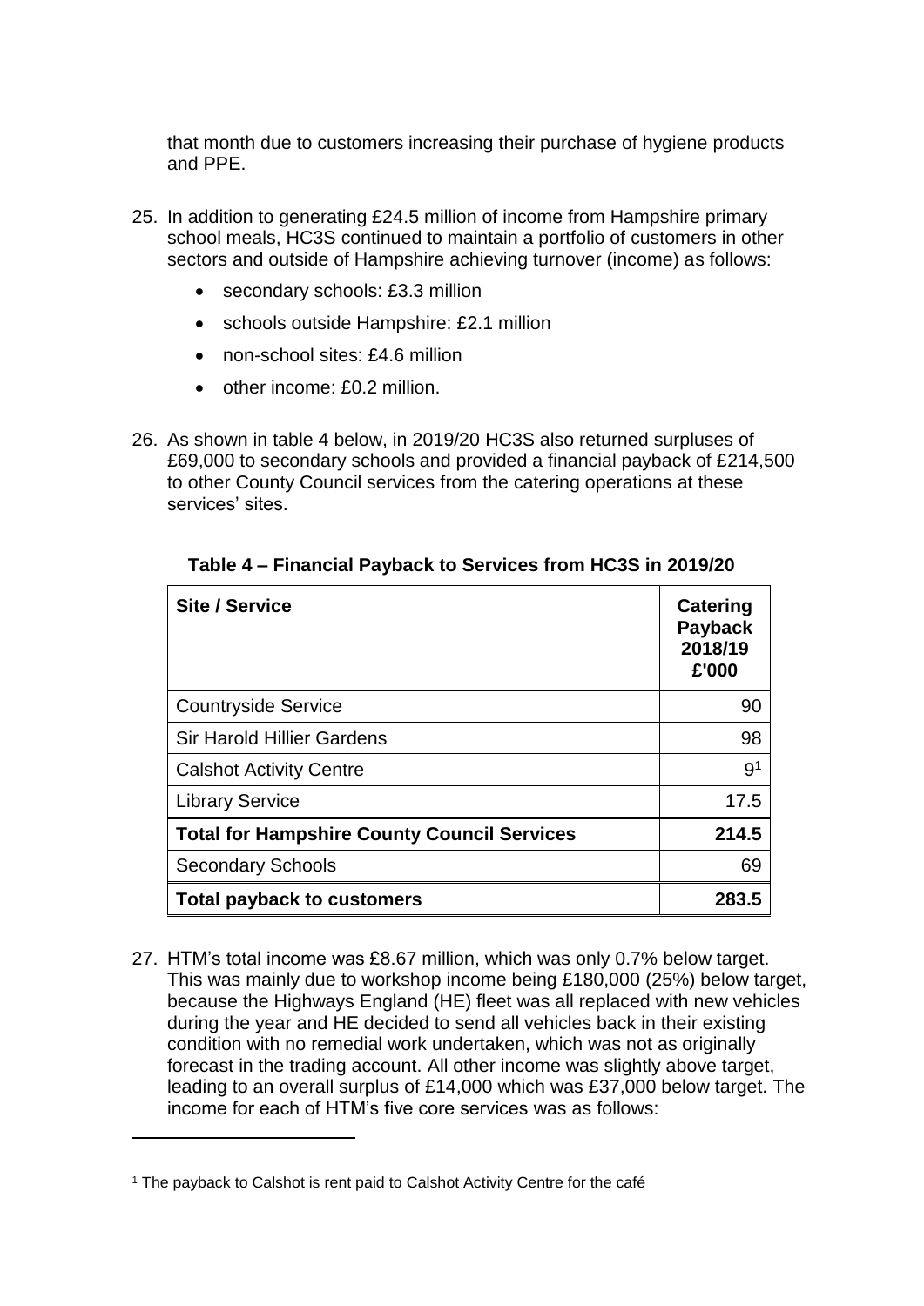that month due to customers increasing their purchase of hygiene products and PPE.

25. In addition to generating £24.5 million of income from Hampshire primary school meals, HC3S continued to maintain a portfolio of customers in other sectors and outside of Hampshire achieving turnover (income) as follows:

    - secondary schools: £3.3 million
    - schools outside Hampshire: £2.1 million
    - non-school sites: £4.6 million
    - other income: £0.2 million.

26. As shown in table 4 below, in 2019/20 HC3S also returned surpluses of £69,000 to secondary schools and provided a financial payback of £214,500 to other County Council services from the catering operations at these services' sites.

**Table 4 – Financial Payback to Services from HC3S in 2019/20**

| Site / Service | Catering Payback 2018/19 £'000 |
|---|---|
| Countryside Service | 90 |
| Sir Harold Hillier Gardens | 98 |
| Calshot Activity Centre | 9[1] |
| Library Service | 17.5 |
| **Total for Hampshire County Council Services** | **214.5** |
| Secondary Schools | 69 |
| **Total payback to customers** | **283.5** |

27. HTM's total income was £8.67 million, which was only 0.7% below target. This was mainly due to workshop income being £180,000 (25%) below target, because the Highways England (HE) fleet was all replaced with new vehicles during the year and HE decided to send all vehicles back in their existing condition with no remedial work undertaken, which was not as originally forecast in the trading account. All other income was slightly above target, leading to an overall surplus of £14,000 which was £37,000 below target. The income for each of HTM's five core services was as follows:

[1] The payback to Calshot is rent paid to Calshot Activity Centre for the café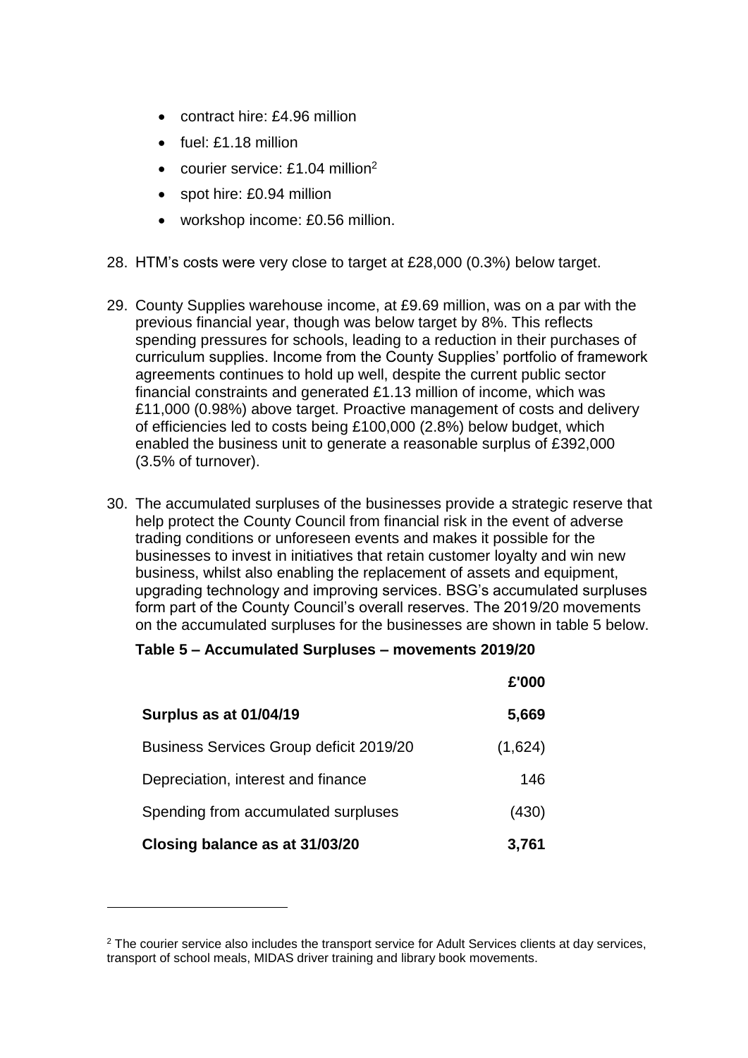- contract hire: £4.96 million
- fuel: £1.18 million
- courier service: £1.04 million[2]
- spot hire: £0.94 million
- workshop income: £0.56 million.

28. HTM's costs were very close to target at £28,000 (0.3%) below target.

29. County Supplies warehouse income, at £9.69 million, was on a par with the previous financial year, though was below target by 8%. This reflects spending pressures for schools, leading to a reduction in their purchases of curriculum supplies. Income from the County Supplies' portfolio of framework agreements continues to hold up well, despite the current public sector financial constraints and generated £1.13 million of income, which was £11,000 (0.98%) above target. Proactive management of costs and delivery of efficiencies led to costs being £100,000 (2.8%) below budget, which enabled the business unit to generate a reasonable surplus of £392,000 (3.5% of turnover).

30. The accumulated surpluses of the businesses provide a strategic reserve that help protect the County Council from financial risk in the event of adverse trading conditions or unforeseen events and makes it possible for the businesses to invest in initiatives that retain customer loyalty and win new business, whilst also enabling the replacement of assets and equipment, upgrading technology and improving services. BSG's accumulated surpluses form part of the County Council's overall reserves. The 2019/20 movements on the accumulated surpluses for the businesses are shown in table 5 below.

**Table 5 – Accumulated Surpluses – movements 2019/20**

| | £'000 |
|---|---|
| **Surplus as at 01/04/19** | **5,669** |
| Business Services Group deficit 2019/20 | (1,624) |
| Depreciation, interest and finance | 146 |
| Spending from accumulated surpluses | (430) |
| **Closing balance as at 31/03/20** | **3,761** |

[2] The courier service also includes the transport service for Adult Services clients at day services, transport of school meals, MIDAS driver training and library book movements.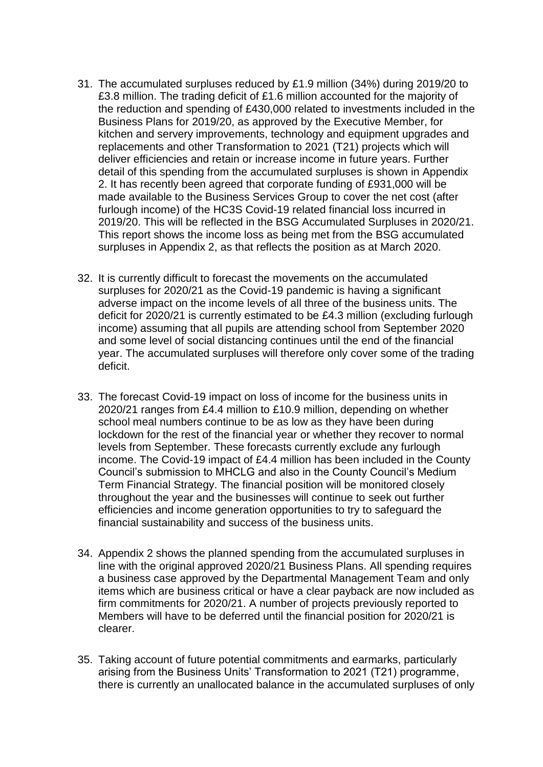31. The accumulated surpluses reduced by £1.9 million (34%) during 2019/20 to £3.8 million. The trading deficit of £1.6 million accounted for the majority of the reduction and spending of £430,000 related to investments included in the Business Plans for 2019/20, as approved by the Executive Member, for kitchen and servery improvements, technology and equipment upgrades and replacements and other Transformation to 2021 (T21) projects which will deliver efficiencies and retain or increase income in future years. Further detail of this spending from the accumulated surpluses is shown in Appendix 2. It has recently been agreed that corporate funding of £931,000 will be made available to the Business Services Group to cover the net cost (after furlough income) of the HC3S Covid-19 related financial loss incurred in 2019/20. This will be reflected in the BSG Accumulated Surpluses in 2020/21. This report shows the income loss as being met from the BSG accumulated surpluses in Appendix 2, as that reflects the position as at March 2020.

32. It is currently difficult to forecast the movements on the accumulated surpluses for 2020/21 as the Covid-19 pandemic is having a significant adverse impact on the income levels of all three of the business units. The deficit for 2020/21 is currently estimated to be £4.3 million (excluding furlough income) assuming that all pupils are attending school from September 2020 and some level of social distancing continues until the end of the financial year. The accumulated surpluses will therefore only cover some of the trading deficit.

33. The forecast Covid-19 impact on loss of income for the business units in 2020/21 ranges from £4.4 million to £10.9 million, depending on whether school meal numbers continue to be as low as they have been during lockdown for the rest of the financial year or whether they recover to normal levels from September. These forecasts currently exclude any furlough income. The Covid-19 impact of £4.4 million has been included in the County Council's submission to MHCLG and also in the County Council's Medium Term Financial Strategy. The financial position will be monitored closely throughout the year and the businesses will continue to seek out further efficiencies and income generation opportunities to try to safeguard the financial sustainability and success of the business units.

34. Appendix 2 shows the planned spending from the accumulated surpluses in line with the original approved 2020/21 Business Plans. All spending requires a business case approved by the Departmental Management Team and only items which are business critical or have a clear payback are now included as firm commitments for 2020/21. A number of projects previously reported to Members will have to be deferred until the financial position for 2020/21 is clearer.

35. Taking account of future potential commitments and earmarks, particularly arising from the Business Units' Transformation to 2021 (T21) programme, there is currently an unallocated balance in the accumulated surpluses of only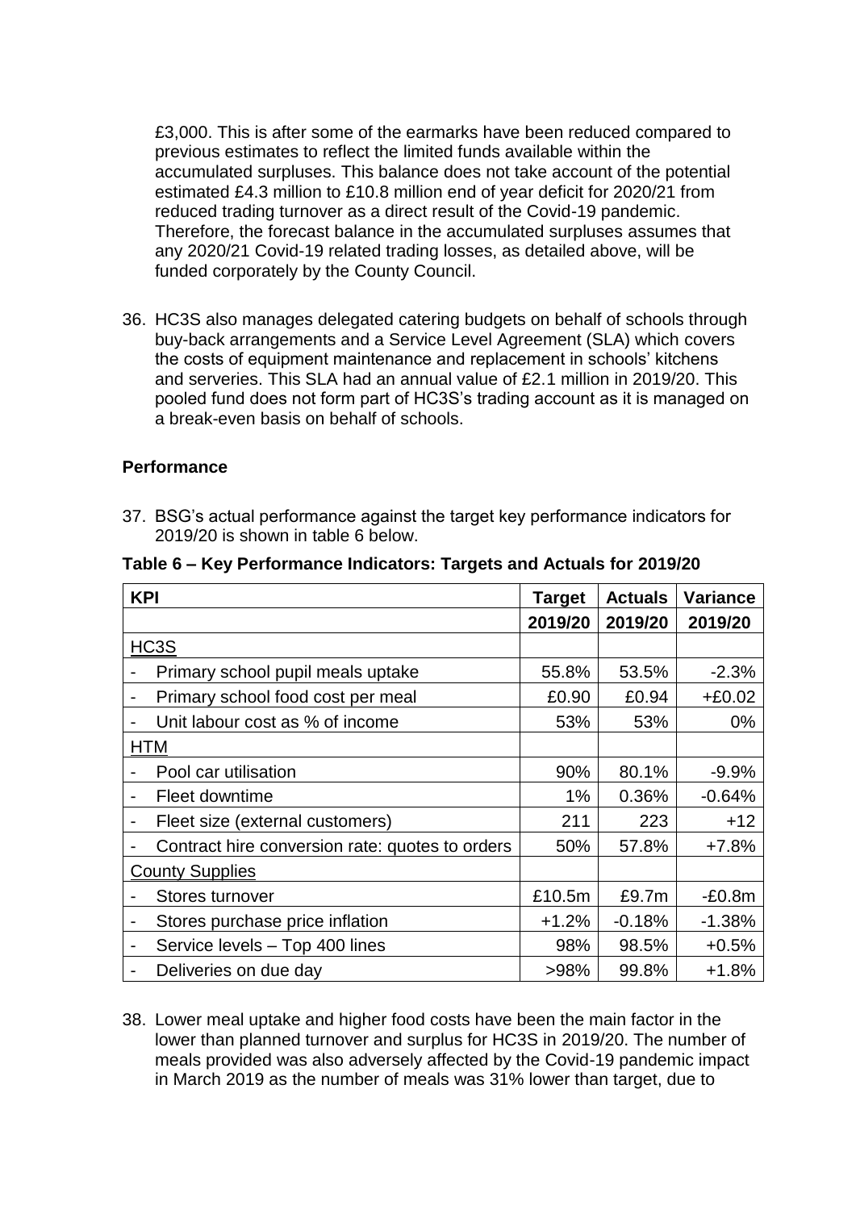£3,000. This is after some of the earmarks have been reduced compared to previous estimates to reflect the limited funds available within the accumulated surpluses. This balance does not take account of the potential estimated £4.3 million to £10.8 million end of year deficit for 2020/21 from reduced trading turnover as a direct result of the Covid-19 pandemic. Therefore, the forecast balance in the accumulated surpluses assumes that any 2020/21 Covid-19 related trading losses, as detailed above, will be funded corporately by the County Council.

36. HC3S also manages delegated catering budgets on behalf of schools through buy-back arrangements and a Service Level Agreement (SLA) which covers the costs of equipment maintenance and replacement in schools' kitchens and serveries. This SLA had an annual value of £2.1 million in 2019/20. This pooled fund does not form part of HC3S's trading account as it is managed on a break-even basis on behalf of schools.

**Performance**

37. BSG's actual performance against the target key performance indicators for 2019/20 is shown in table 6 below.

**Table 6 – Key Performance Indicators: Targets and Actuals for 2019/20**

| KPI | Target | Actuals | Variance |
|---|---|---|---|
| | 2019/20 | 2019/20 | 2019/20 |
| HC3S | | | |
| - Primary school pupil meals uptake | 55.8% | 53.5% | -2.3% |
| - Primary school food cost per meal | £0.90 | £0.94 | +£0.02 |
| - Unit labour cost as % of income | 53% | 53% | 0% |
| HTM | | | |
| - Pool car utilisation | 90% | 80.1% | -9.9% |
| - Fleet downtime | 1% | 0.36% | -0.64% |
| - Fleet size (external customers) | 211 | 223 | +12 |
| - Contract hire conversion rate: quotes to orders | 50% | 57.8% | +7.8% |
| County Supplies | | | |
| - Stores turnover | £10.5m | £9.7m | -£0.8m |
| - Stores purchase price inflation | +1.2% | -0.18% | -1.38% |
| - Service levels – Top 400 lines | 98% | 98.5% | +0.5% |
| - Deliveries on due day | >98% | 99.8% | +1.8% |

38. Lower meal uptake and higher food costs have been the main factor in the lower than planned turnover and surplus for HC3S in 2019/20. The number of meals provided was also adversely affected by the Covid-19 pandemic impact in March 2019 as the number of meals was 31% lower than target, due to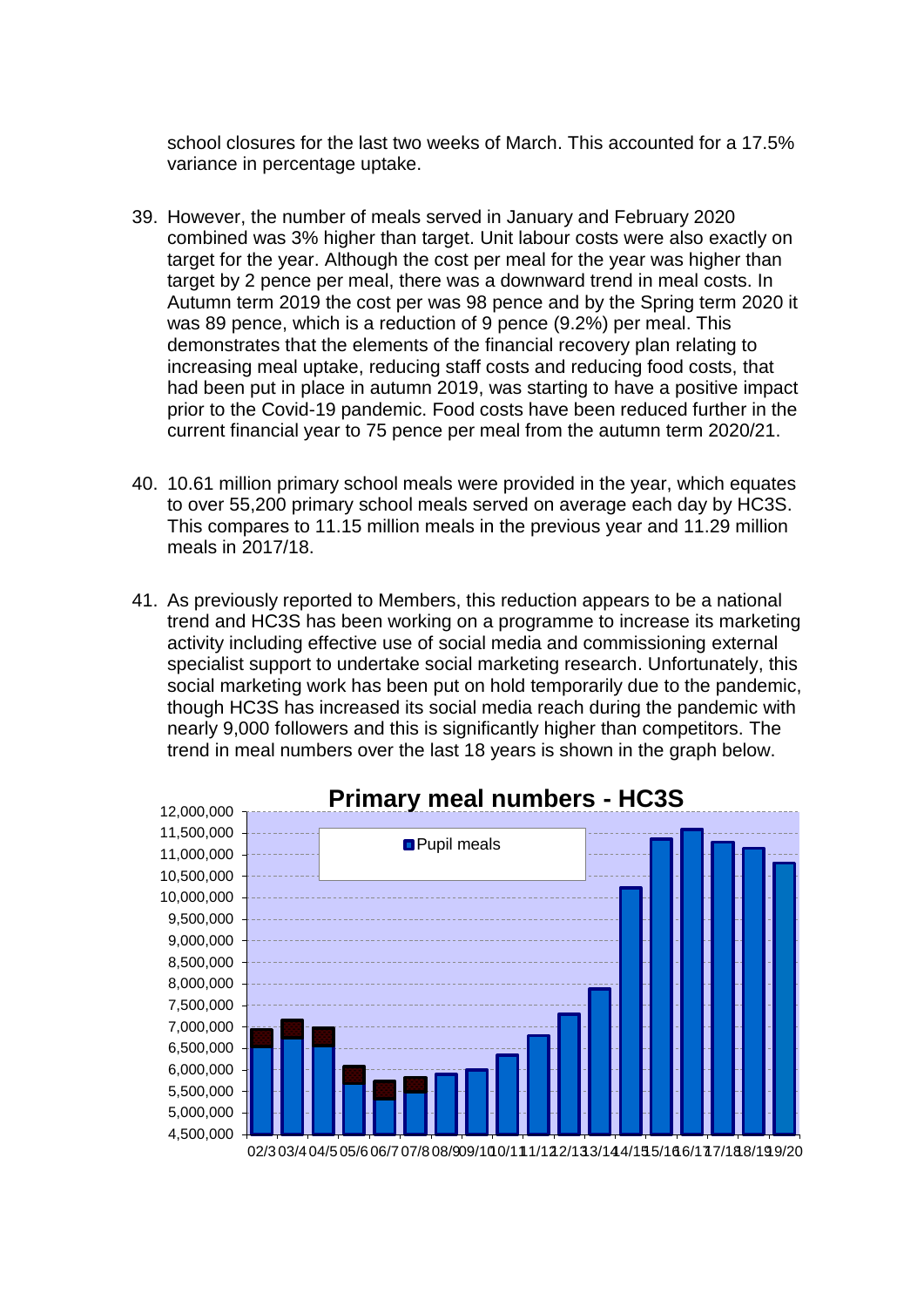school closures for the last two weeks of March. This accounted for a 17.5% variance in percentage uptake.

39. However, the number of meals served in January and February 2020 combined was 3% higher than target. Unit labour costs were also exactly on target for the year. Although the cost per meal for the year was higher than target by 2 pence per meal, there was a downward trend in meal costs. In Autumn term 2019 the cost per was 98 pence and by the Spring term 2020 it was 89 pence, which is a reduction of 9 pence (9.2%) per meal. This demonstrates that the elements of the financial recovery plan relating to increasing meal uptake, reducing staff costs and reducing food costs, that had been put in place in autumn 2019, was starting to have a positive impact prior to the Covid-19 pandemic. Food costs have been reduced further in the current financial year to 75 pence per meal from the autumn term 2020/21.

40. 10.61 million primary school meals were provided in the year, which equates to over 55,200 primary school meals served on average each day by HC3S. This compares to 11.15 million meals in the previous year and 11.29 million meals in 2017/18.

41. As previously reported to Members, this reduction appears to be a national trend and HC3S has been working on a programme to increase its marketing activity including effective use of social media and commissioning external specialist support to undertake social marketing research. Unfortunately, this social marketing work has been put on hold temporarily due to the pandemic, though HC3S has increased its social media reach during the pandemic with nearly 9,000 followers and this is significantly higher than competitors. The trend in meal numbers over the last 18 years is shown in the graph below.

**Primary meal numbers - HC3S**

(Bar chart: Pupil meals, y-axis 4,500,000 to 12,000,000; x-axis 02/3, 03/4, 04/5, 05/6, 06/7, 07/8, 08/9, 09/10, 10/11, 11/12, 12/13, 13/14, 14/15, 15/16, 16/17, 17/18, 18/19, 19/20)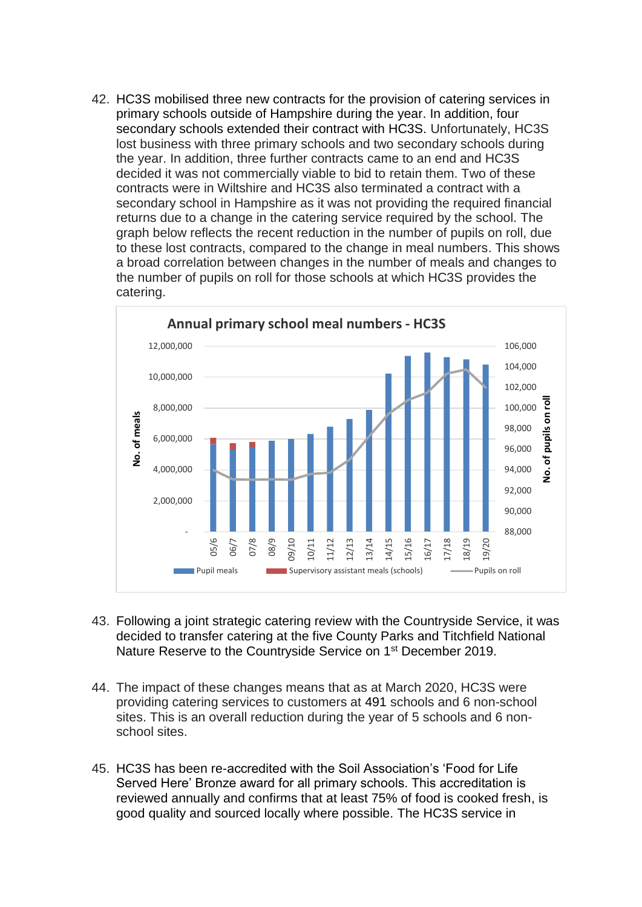42. HC3S mobilised three new contracts for the provision of catering services in primary schools outside of Hampshire during the year. In addition, four secondary schools extended their contract with HC3S. Unfortunately, HC3S lost business with three primary schools and two secondary schools during the year. In addition, three further contracts came to an end and HC3S decided it was not commercially viable to bid to retain them. Two of these contracts were in Wiltshire and HC3S also terminated a contract with a secondary school in Hampshire as it was not providing the required financial returns due to a change in the catering service required by the school. The graph below reflects the recent reduction in the number of pupils on roll, due to these lost contracts, compared to the change in meal numbers. This shows a broad correlation between changes in the number of meals and changes to the number of pupils on roll for those schools at which HC3S provides the catering.

**Annual primary school meal numbers - HC3S**

43. Following a joint strategic catering review with the Countryside Service, it was decided to transfer catering at the five County Parks and Titchfield National Nature Reserve to the Countryside Service on 1st December 2019.

44. The impact of these changes means that as at March 2020, HC3S were providing catering services to customers at 491 schools and 6 non-school sites. This is an overall reduction during the year of 5 schools and 6 non-school sites.

45. HC3S has been re-accredited with the Soil Association's 'Food for Life Served Here' Bronze award for all primary schools. This accreditation is reviewed annually and confirms that at least 75% of food is cooked fresh, is good quality and sourced locally where possible. The HC3S service in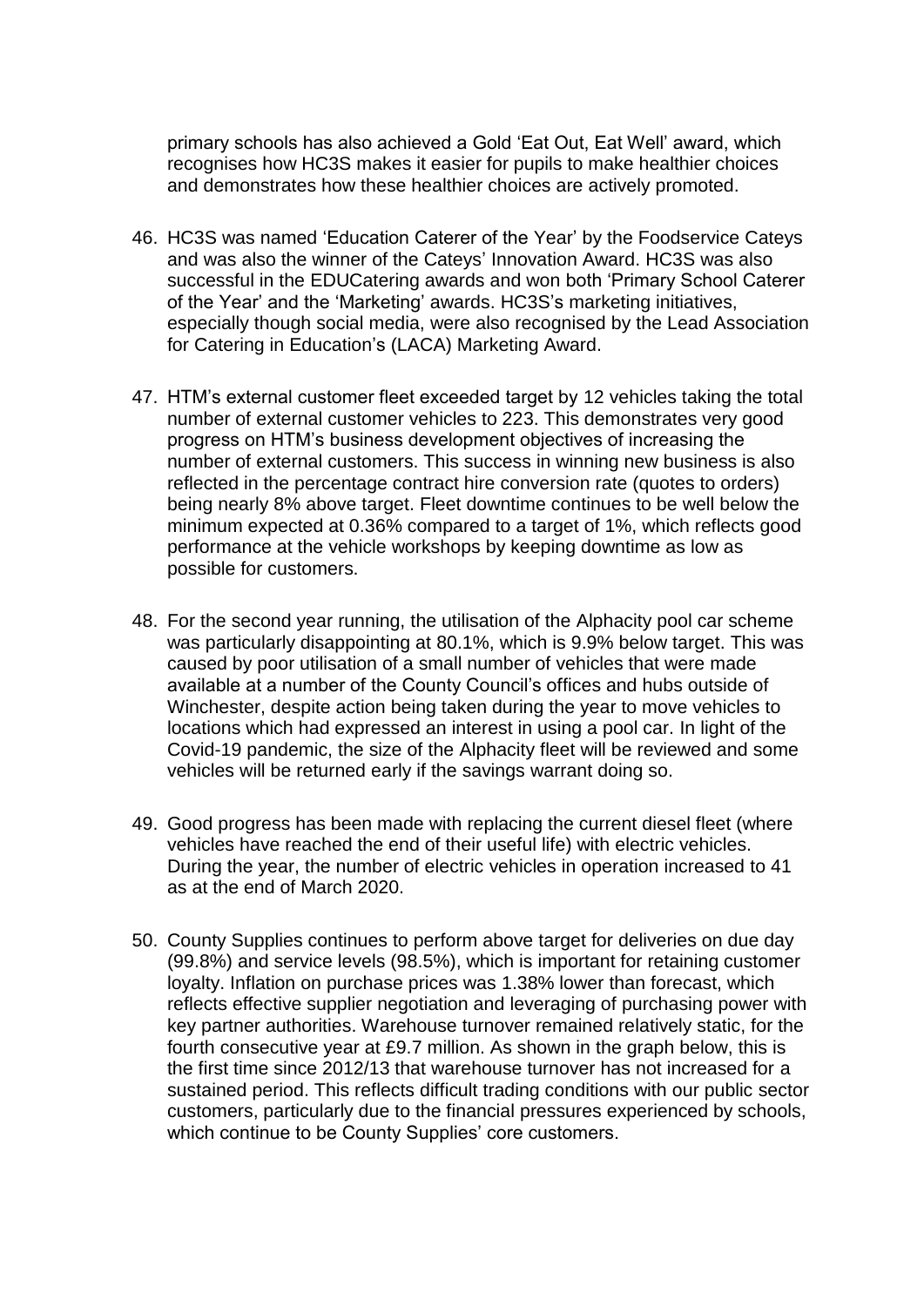primary schools has also achieved a Gold 'Eat Out, Eat Well' award, which recognises how HC3S makes it easier for pupils to make healthier choices and demonstrates how these healthier choices are actively promoted.

46. HC3S was named 'Education Caterer of the Year' by the Foodservice Cateys and was also the winner of the Cateys' Innovation Award. HC3S was also successful in the EDUCatering awards and won both 'Primary School Caterer of the Year' and the 'Marketing' awards. HC3S's marketing initiatives, especially though social media, were also recognised by the Lead Association for Catering in Education's (LACA) Marketing Award.

47. HTM's external customer fleet exceeded target by 12 vehicles taking the total number of external customer vehicles to 223. This demonstrates very good progress on HTM's business development objectives of increasing the number of external customers. This success in winning new business is also reflected in the percentage contract hire conversion rate (quotes to orders) being nearly 8% above target. Fleet downtime continues to be well below the minimum expected at 0.36% compared to a target of 1%, which reflects good performance at the vehicle workshops by keeping downtime as low as possible for customers.

48. For the second year running, the utilisation of the Alphacity pool car scheme was particularly disappointing at 80.1%, which is 9.9% below target. This was caused by poor utilisation of a small number of vehicles that were made available at a number of the County Council's offices and hubs outside of Winchester, despite action being taken during the year to move vehicles to locations which had expressed an interest in using a pool car. In light of the Covid-19 pandemic, the size of the Alphacity fleet will be reviewed and some vehicles will be returned early if the savings warrant doing so.

49. Good progress has been made with replacing the current diesel fleet (where vehicles have reached the end of their useful life) with electric vehicles. During the year, the number of electric vehicles in operation increased to 41 as at the end of March 2020.

50. County Supplies continues to perform above target for deliveries on due day (99.8%) and service levels (98.5%), which is important for retaining customer loyalty. Inflation on purchase prices was 1.38% lower than forecast, which reflects effective supplier negotiation and leveraging of purchasing power with key partner authorities. Warehouse turnover remained relatively static, for the fourth consecutive year at £9.7 million. As shown in the graph below, this is the first time since 2012/13 that warehouse turnover has not increased for a sustained period. This reflects difficult trading conditions with our public sector customers, particularly due to the financial pressures experienced by schools, which continue to be County Supplies' core customers.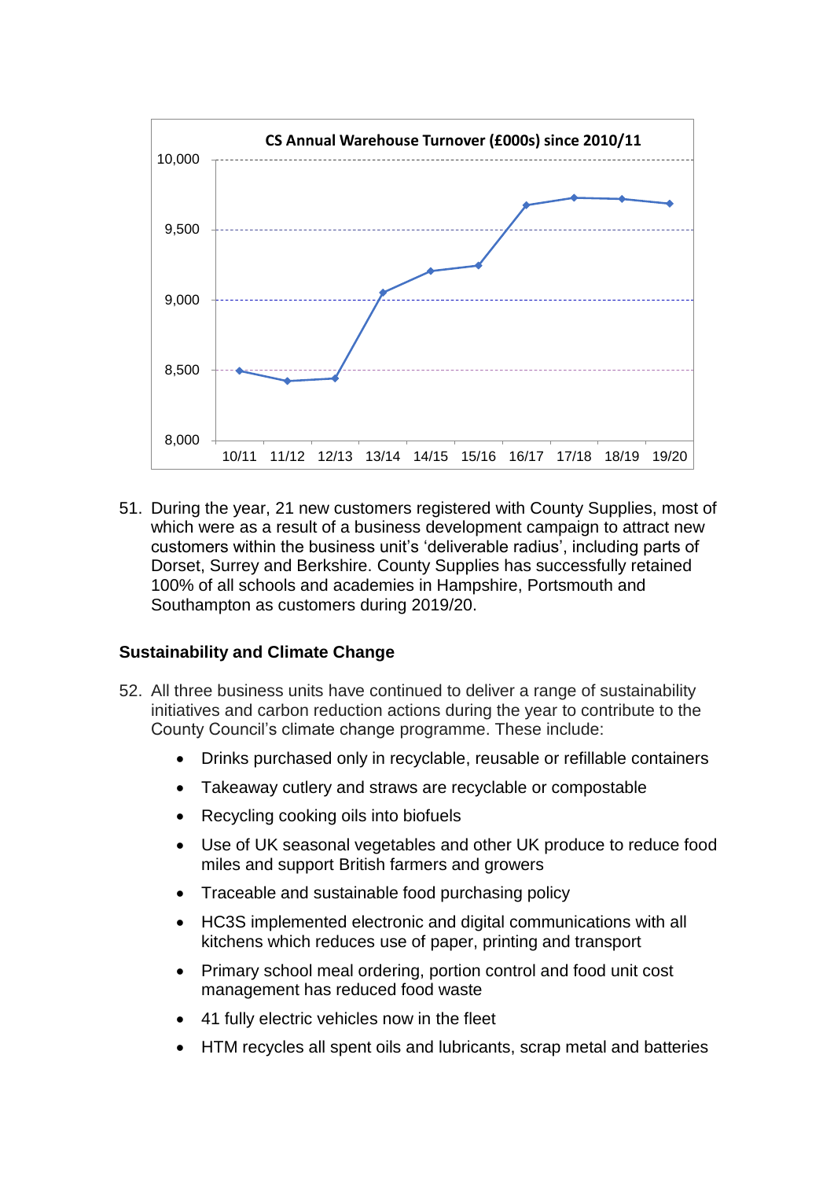**CS Annual Warehouse Turnover (£000s) since 2010/11**

51. During the year, 21 new customers registered with County Supplies, most of which were as a result of a business development campaign to attract new customers within the business unit's 'deliverable radius', including parts of Dorset, Surrey and Berkshire. County Supplies has successfully retained 100% of all schools and academies in Hampshire, Portsmouth and Southampton as customers during 2019/20.

**Sustainability and Climate Change**

52. All three business units have continued to deliver a range of sustainability initiatives and carbon reduction actions during the year to contribute to the County Council's climate change programme. These include:

    - Drinks purchased only in recyclable, reusable or refillable containers
    - Takeaway cutlery and straws are recyclable or compostable
    - Recycling cooking oils into biofuels
    - Use of UK seasonal vegetables and other UK produce to reduce food miles and support British farmers and growers
    - Traceable and sustainable food purchasing policy
    - HC3S implemented electronic and digital communications with all kitchens which reduces use of paper, printing and transport
    - Primary school meal ordering, portion control and food unit cost management has reduced food waste
    - 41 fully electric vehicles now in the fleet
    - HTM recycles all spent oils and lubricants, scrap metal and batteries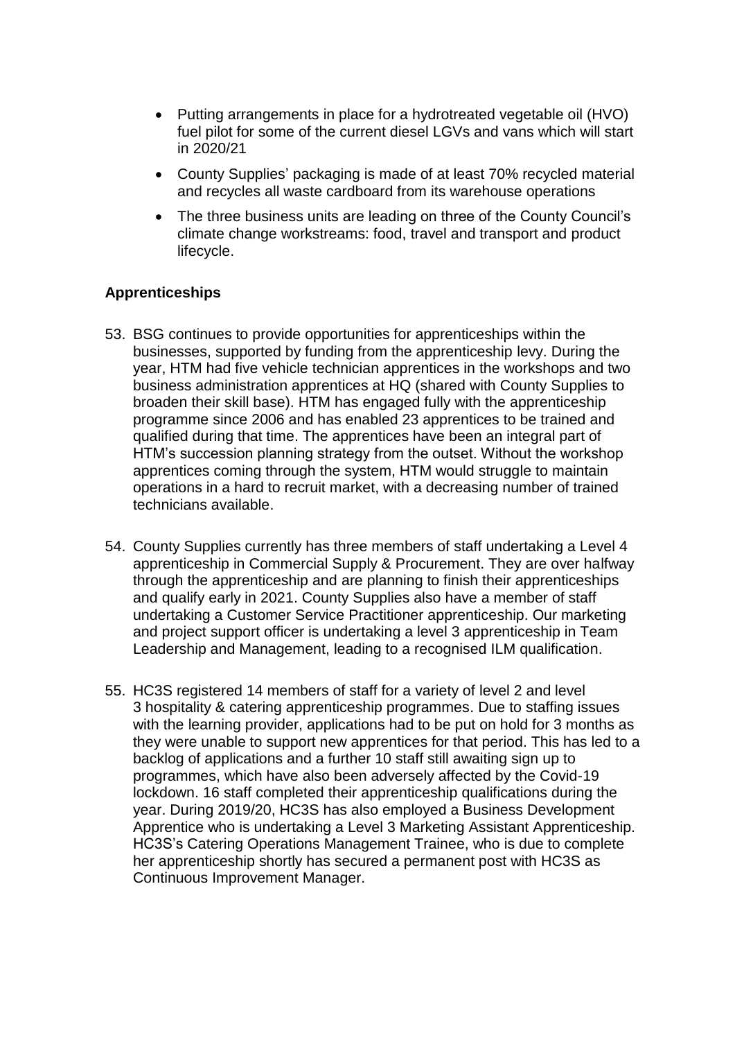- Putting arrangements in place for a hydrotreated vegetable oil (HVO) fuel pilot for some of the current diesel LGVs and vans which will start in 2020/21
- County Supplies' packaging is made of at least 70% recycled material and recycles all waste cardboard from its warehouse operations
- The three business units are leading on three of the County Council's climate change workstreams: food, travel and transport and product lifecycle.

**Apprenticeships**

53. BSG continues to provide opportunities for apprenticeships within the businesses, supported by funding from the apprenticeship levy. During the year, HTM had five vehicle technician apprentices in the workshops and two business administration apprentices at HQ (shared with County Supplies to broaden their skill base). HTM has engaged fully with the apprenticeship programme since 2006 and has enabled 23 apprentices to be trained and qualified during that time. The apprentices have been an integral part of HTM's succession planning strategy from the outset. Without the workshop apprentices coming through the system, HTM would struggle to maintain operations in a hard to recruit market, with a decreasing number of trained technicians available.

54. County Supplies currently has three members of staff undertaking a Level 4 apprenticeship in Commercial Supply & Procurement. They are over halfway through the apprenticeship and are planning to finish their apprenticeships and qualify early in 2021. County Supplies also have a member of staff undertaking a Customer Service Practitioner apprenticeship. Our marketing and project support officer is undertaking a level 3 apprenticeship in Team Leadership and Management, leading to a recognised ILM qualification.

55. HC3S registered 14 members of staff for a variety of level 2 and level 3 hospitality & catering apprenticeship programmes. Due to staffing issues with the learning provider, applications had to be put on hold for 3 months as they were unable to support new apprentices for that period. This has led to a backlog of applications and a further 10 staff still awaiting sign up to programmes, which have also been adversely affected by the Covid-19 lockdown. 16 staff completed their apprenticeship qualifications during the year. During 2019/20, HC3S has also employed a Business Development Apprentice who is undertaking a Level 3 Marketing Assistant Apprenticeship. HC3S's Catering Operations Management Trainee, who is due to complete her apprenticeship shortly has secured a permanent post with HC3S as Continuous Improvement Manager.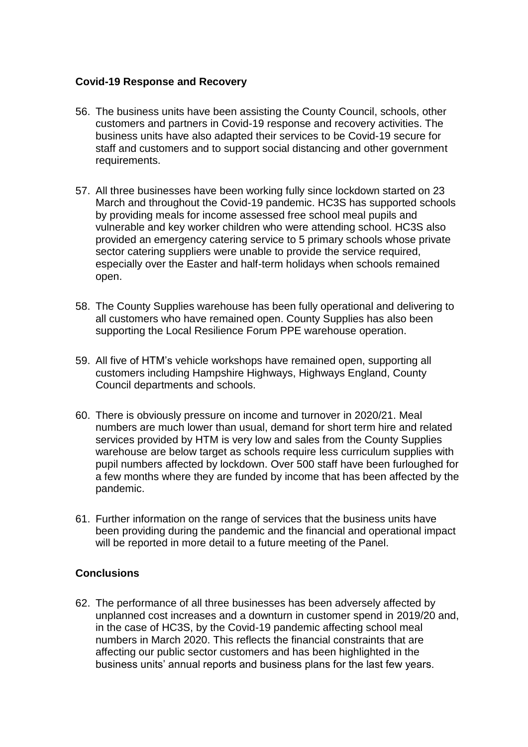**Covid-19 Response and Recovery**

56. The business units have been assisting the County Council, schools, other customers and partners in Covid-19 response and recovery activities. The business units have also adapted their services to be Covid-19 secure for staff and customers and to support social distancing and other government requirements.

57. All three businesses have been working fully since lockdown started on 23 March and throughout the Covid-19 pandemic. HC3S has supported schools by providing meals for income assessed free school meal pupils and vulnerable and key worker children who were attending school. HC3S also provided an emergency catering service to 5 primary schools whose private sector catering suppliers were unable to provide the service required, especially over the Easter and half-term holidays when schools remained open.

58. The County Supplies warehouse has been fully operational and delivering to all customers who have remained open. County Supplies has also been supporting the Local Resilience Forum PPE warehouse operation.

59. All five of HTM's vehicle workshops have remained open, supporting all customers including Hampshire Highways, Highways England, County Council departments and schools.

60. There is obviously pressure on income and turnover in 2020/21. Meal numbers are much lower than usual, demand for short term hire and related services provided by HTM is very low and sales from the County Supplies warehouse are below target as schools require less curriculum supplies with pupil numbers affected by lockdown. Over 500 staff have been furloughed for a few months where they are funded by income that has been affected by the pandemic.

61. Further information on the range of services that the business units have been providing during the pandemic and the financial and operational impact will be reported in more detail to a future meeting of the Panel.

**Conclusions**

62. The performance of all three businesses has been adversely affected by unplanned cost increases and a downturn in customer spend in 2019/20 and, in the case of HC3S, by the Covid-19 pandemic affecting school meal numbers in March 2020. This reflects the financial constraints that are affecting our public sector customers and has been highlighted in the business units' annual reports and business plans for the last few years.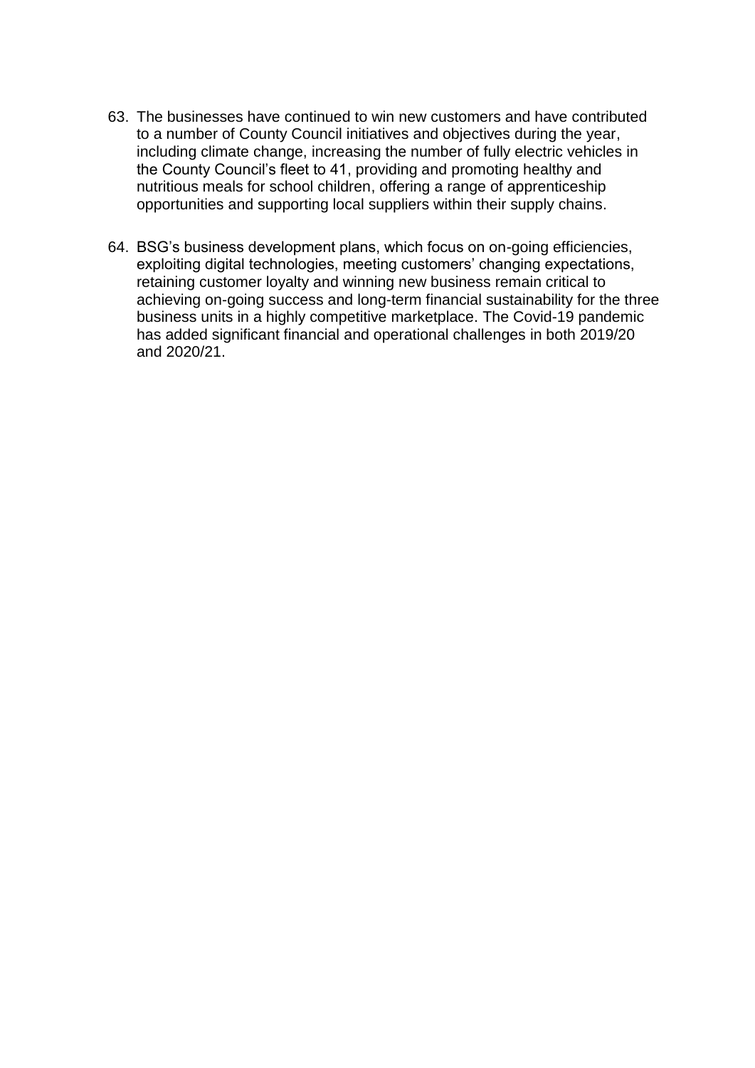63. The businesses have continued to win new customers and have contributed to a number of County Council initiatives and objectives during the year, including climate change, increasing the number of fully electric vehicles in the County Council's fleet to 41, providing and promoting healthy and nutritious meals for school children, offering a range of apprenticeship opportunities and supporting local suppliers within their supply chains.

64. BSG's business development plans, which focus on on-going efficiencies, exploiting digital technologies, meeting customers' changing expectations, retaining customer loyalty and winning new business remain critical to achieving on-going success and long-term financial sustainability for the three business units in a highly competitive marketplace. The Covid-19 pandemic has added significant financial and operational challenges in both 2019/20 and 2020/21.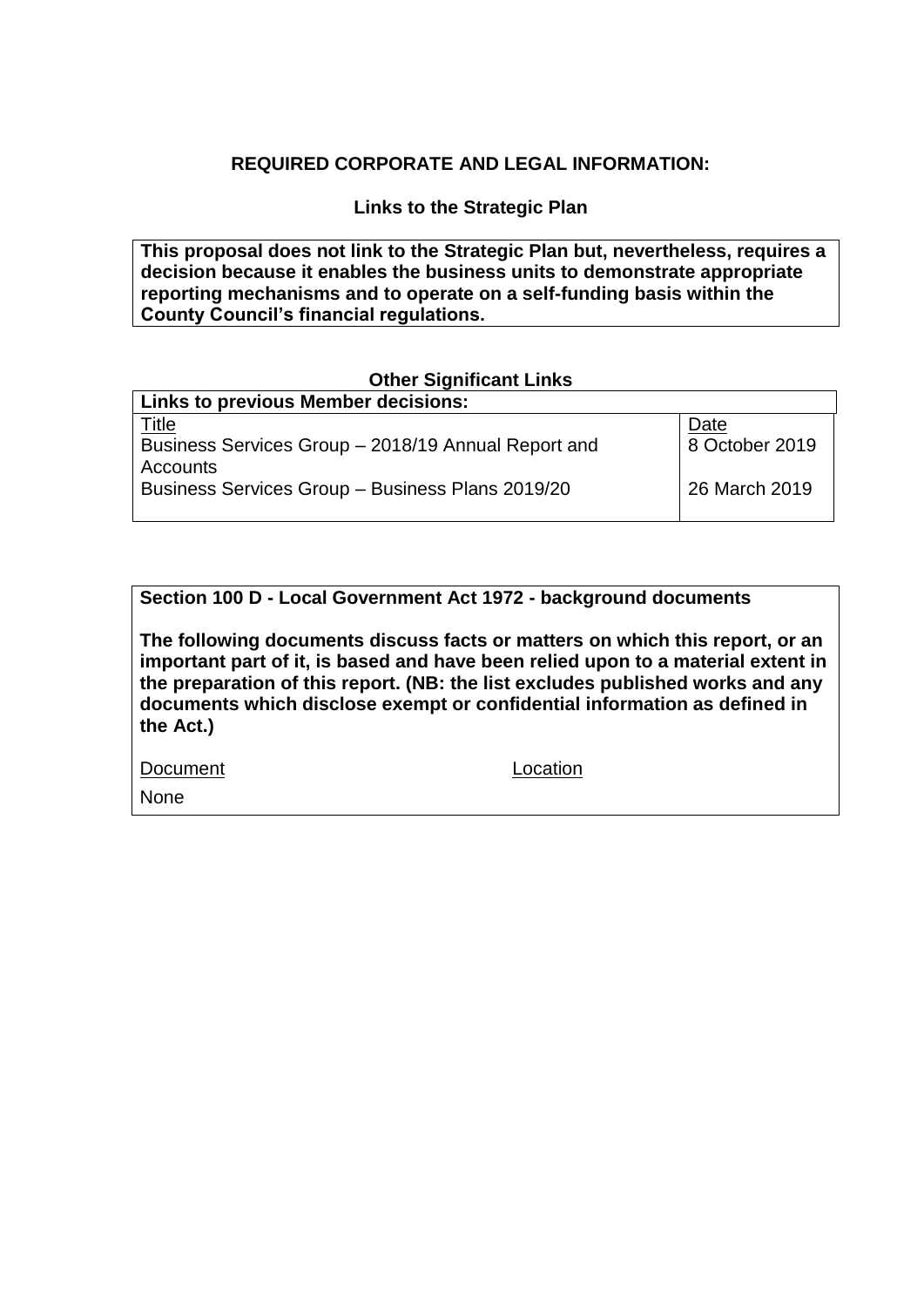## REQUIRED CORPORATE AND LEGAL INFORMATION:

### Links to the Strategic Plan

**This proposal does not link to the Strategic Plan but, nevertheless, requires a decision because it enables the business units to demonstrate appropriate reporting mechanisms and to operate on a self-funding basis within the County Council's financial regulations.**

### Other Significant Links

| **Links to previous Member decisions:** | |
|---|---|
| Title | Date |
| Business Services Group – 2018/19 Annual Report and Accounts | 8 October 2019 |
| Business Services Group – Business Plans 2019/20 | 26 March 2019 |

**Section 100 D - Local Government Act 1972 - background documents**

**The following documents discuss facts or matters on which this report, or an important part of it, is based and have been relied upon to a material extent in the preparation of this report. (NB: the list excludes published works and any documents which disclose exempt or confidential information as defined in the Act.)**

| Document | Location |
|---|---|
| None | |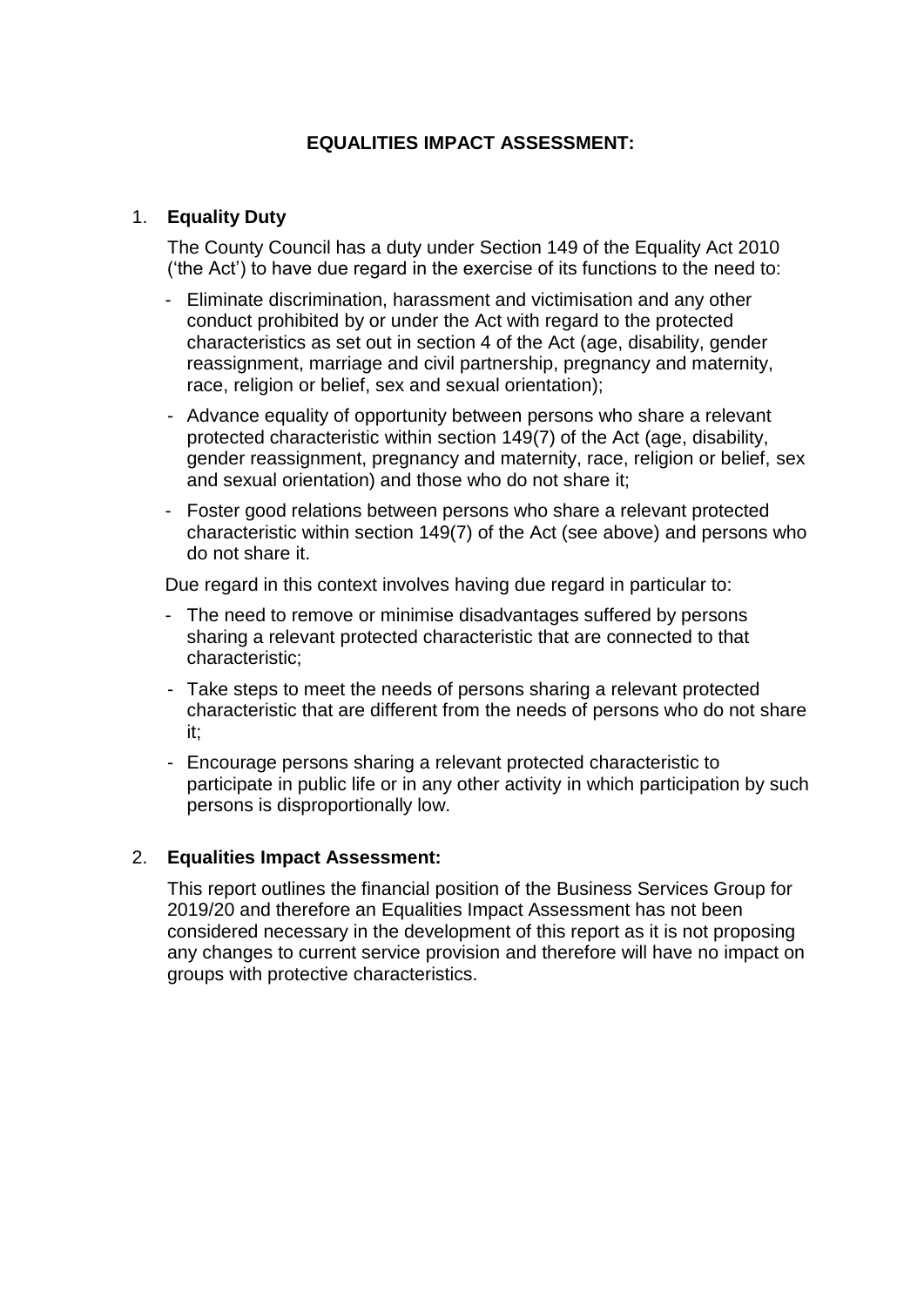# EQUALITIES IMPACT ASSESSMENT:

## 1. Equality Duty

The County Council has a duty under Section 149 of the Equality Act 2010 ('the Act') to have due regard in the exercise of its functions to the need to:

- Eliminate discrimination, harassment and victimisation and any other conduct prohibited by or under the Act with regard to the protected characteristics as set out in section 4 of the Act (age, disability, gender reassignment, marriage and civil partnership, pregnancy and maternity, race, religion or belief, sex and sexual orientation);
- Advance equality of opportunity between persons who share a relevant protected characteristic within section 149(7) of the Act (age, disability, gender reassignment, pregnancy and maternity, race, religion or belief, sex and sexual orientation) and those who do not share it;
- Foster good relations between persons who share a relevant protected characteristic within section 149(7) of the Act (see above) and persons who do not share it.

Due regard in this context involves having due regard in particular to:

- The need to remove or minimise disadvantages suffered by persons sharing a relevant protected characteristic that are connected to that characteristic;
- Take steps to meet the needs of persons sharing a relevant protected characteristic that are different from the needs of persons who do not share it;
- Encourage persons sharing a relevant protected characteristic to participate in public life or in any other activity in which participation by such persons is disproportionally low.

## 2. Equalities Impact Assessment:

This report outlines the financial position of the Business Services Group for 2019/20 and therefore an Equalities Impact Assessment has not been considered necessary in the development of this report as it is not proposing any changes to current service provision and therefore will have no impact on groups with protective characteristics.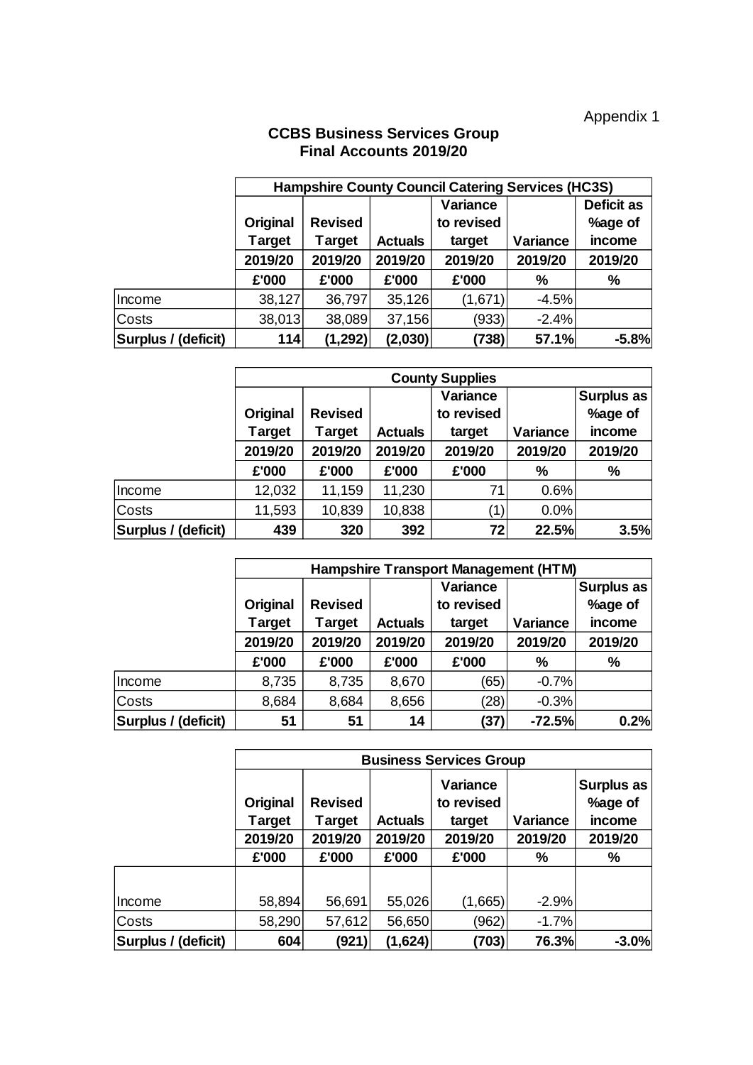Appendix 1

# CCBS Business Services Group
## Final Accounts 2019/20

| | Hampshire County Council Catering Services (HC3S) | | | | | |
|---|---|---|---|---|---|---|
| | Original Target | Revised Target | Actuals | Variance to revised target | Variance | Deficit as %age of income |
| | 2019/20 | 2019/20 | 2019/20 | 2019/20 | 2019/20 | 2019/20 |
| | £'000 | £'000 | £'000 | £'000 | % | % |
| Income | 38,127 | 36,797 | 35,126 | (1,671) | -4.5% | |
| Costs | 38,013 | 38,089 | 37,156 | (933) | -2.4% | |
| **Surplus / (deficit)** | **114** | **(1,292)** | **(2,030)** | **(738)** | **57.1%** | **-5.8%** |

| | County Supplies | | | | | |
|---|---|---|---|---|---|---|
| | Original Target | Revised Target | Actuals | Variance to revised target | Variance | Surplus as %age of income |
| | 2019/20 | 2019/20 | 2019/20 | 2019/20 | 2019/20 | 2019/20 |
| | £'000 | £'000 | £'000 | £'000 | % | % |
| Income | 12,032 | 11,159 | 11,230 | 71 | 0.6% | |
| Costs | 11,593 | 10,839 | 10,838 | (1) | 0.0% | |
| **Surplus / (deficit)** | **439** | **320** | **392** | **72** | **22.5%** | **3.5%** |

| | Hampshire Transport Management (HTM) | | | | | |
|---|---|---|---|---|---|---|
| | Original Target | Revised Target | Actuals | Variance to revised target | Variance | Surplus as %age of income |
| | 2019/20 | 2019/20 | 2019/20 | 2019/20 | 2019/20 | 2019/20 |
| | £'000 | £'000 | £'000 | £'000 | % | % |
| Income | 8,735 | 8,735 | 8,670 | (65) | -0.7% | |
| Costs | 8,684 | 8,684 | 8,656 | (28) | -0.3% | |
| **Surplus / (deficit)** | **51** | **51** | **14** | **(37)** | **-72.5%** | **0.2%** |

| | Business Services Group | | | | | |
|---|---|---|---|---|---|---|
| | Original Target | Revised Target | Actuals | Variance to revised target | Variance | Surplus as %age of income |
| | 2019/20 | 2019/20 | 2019/20 | 2019/20 | 2019/20 | 2019/20 |
| | £'000 | £'000 | £'000 | £'000 | % | % |
| Income | 58,894 | 56,691 | 55,026 | (1,665) | -2.9% | |
| Costs | 58,290 | 57,612 | 56,650 | (962) | -1.7% | |
| **Surplus / (deficit)** | **604** | **(921)** | **(1,624)** | **(703)** | **76.3%** | **-3.0%** |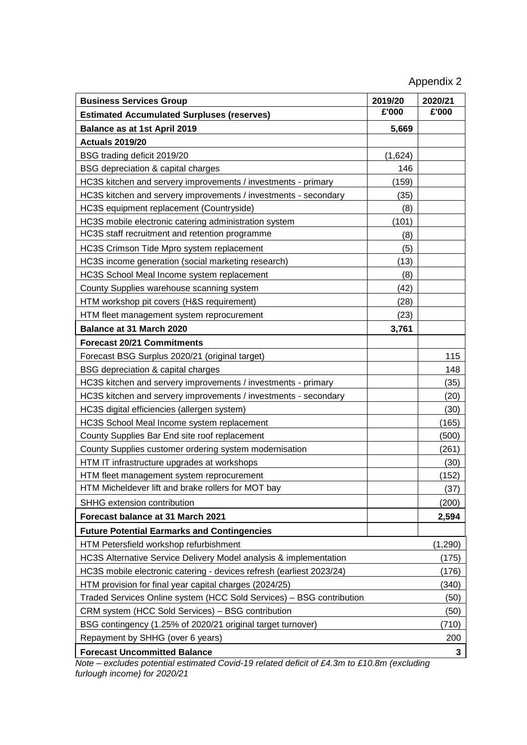Appendix 2

| Business Services Group | 2019/20 | 2020/21 |
| --- | --- | --- |
| **Estimated Accumulated Surpluses (reserves)** | **£'000** | **£'000** |
| **Balance as at 1st April 2019** | **5,669** | |
| **Actuals 2019/20** | | |
| BSG trading deficit 2019/20 | (1,624) | |
| BSG depreciation & capital charges | 146 | |
| HC3S kitchen and servery improvements / investments - primary | (159) | |
| HC3S kitchen and servery improvements / investments - secondary | (35) | |
| HC3S equipment replacement (Countryside) | (8) | |
| HC3S mobile electronic catering administration system | (101) | |
| HC3S staff recruitment and retention programme | (8) | |
| HC3S Crimson Tide Mpro system replacement | (5) | |
| HC3S income generation (social marketing research) | (13) | |
| HC3S School Meal Income system replacement | (8) | |
| County Supplies warehouse scanning system | (42) | |
| HTM workshop pit covers (H&S requirement) | (28) | |
| HTM fleet management system reprocurement | (23) | |
| **Balance at 31 March 2020** | **3,761** | |
| **Forecast 20/21 Commitments** | | |
| Forecast BSG Surplus 2020/21 (original target) | | 115 |
| BSG depreciation & capital charges | | 148 |
| HC3S kitchen and servery improvements / investments - primary | | (35) |
| HC3S kitchen and servery improvements / investments - secondary | | (20) |
| HC3S digital efficiencies (allergen system) | | (30) |
| HC3S School Meal Income system replacement | | (165) |
| County Supplies Bar End site roof replacement | | (500) |
| County Supplies customer ordering system modernisation | | (261) |
| HTM IT infrastructure upgrades at workshops | | (30) |
| HTM fleet management system reprocurement | | (152) |
| HTM Micheldever lift and brake rollers for MOT bay | | (37) |
| SHHG extension contribution | | (200) |
| **Forecast balance at 31 March 2021** | | **2,594** |
| **Future Potential Earmarks and Contingencies** | | |
| HTM Petersfield workshop refurbishment | | (1,290) |
| HC3S Alternative Service Delivery Model analysis & implementation | | (175) |
| HC3S mobile electronic catering - devices refresh (earliest 2023/24) | | (176) |
| HTM provision for final year capital charges (2024/25) | | (340) |
| Traded Services Online system (HCC Sold Services) – BSG contribution | | (50) |
| CRM system (HCC Sold Services) – BSG contribution | | (50) |
| BSG contingency (1.25% of 2020/21 original target turnover) | | (710) |
| Repayment by SHHG (over 6 years) | | 200 |
| **Forecast Uncommitted Balance** | | **3** |

*Note – excludes potential estimated Covid-19 related deficit of £4.3m to £10.8m (excluding furlough income) for 2020/21*